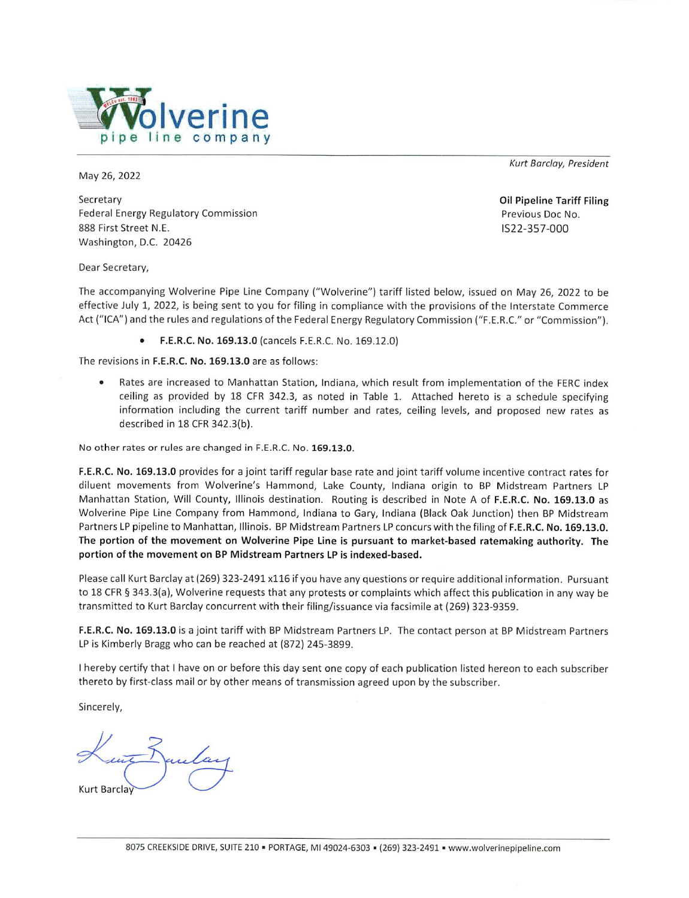# Wolverine pipe line company

*Kurt Barclay, President*

May 26, 2022

Secretary
Federal Energy Regulatory Commission
888 First Street N.E.
Washington, D.C. 20426

**Oil Pipeline Tariff Filing**
Previous Doc No.
IS22-357-000

Dear Secretary,

The accompanying Wolverine Pipe Line Company ("Wolverine") tariff listed below, issued on May 26, 2022 to be effective July 1, 2022, is being sent to you for filing in compliance with the provisions of the Interstate Commerce Act ("ICA") and the rules and regulations of the Federal Energy Regulatory Commission ("F.E.R.C." or "Commission").

- **F.E.R.C. No. 169.13.0** (cancels F.E.R.C. No. 169.12.0)

The revisions in **F.E.R.C. No. 169.13.0** are as follows:

- Rates are increased to Manhattan Station, Indiana, which result from implementation of the FERC index ceiling as provided by 18 CFR 342.3, as noted in Table 1. Attached hereto is a schedule specifying information including the current tariff number and rates, ceiling levels, and proposed new rates as described in 18 CFR 342.3(b).

No other rates or rules are changed in F.E.R.C. No. **169.13.0**.

**F.E.R.C. No. 169.13.0** provides for a joint tariff regular base rate and joint tariff volume incentive contract rates for diluent movements from Wolverine's Hammond, Lake County, Indiana origin to BP Midstream Partners LP Manhattan Station, Will County, Illinois destination. Routing is described in Note A of **F.E.R.C. No. 169.13.0** as Wolverine Pipe Line Company from Hammond, Indiana to Gary, Indiana (Black Oak Junction) then BP Midstream Partners LP pipeline to Manhattan, Illinois. BP Midstream Partners LP concurs with the filing of **F.E.R.C. No. 169.13.0. The portion of the movement on Wolverine Pipe Line is pursuant to market-based ratemaking authority. The portion of the movement on BP Midstream Partners LP is indexed-based.**

Please call Kurt Barclay at (269) 323-2491 x116 if you have any questions or require additional information. Pursuant to 18 CFR § 343.3(a), Wolverine requests that any protests or complaints which affect this publication in any way be transmitted to Kurt Barclay concurrent with their filing/issuance via facsimile at (269) 323-9359.

**F.E.R.C. No. 169.13.0** is a joint tariff with BP Midstream Partners LP. The contact person at BP Midstream Partners LP is Kimberly Bragg who can be reached at (872) 245-3899.

I hereby certify that I have on or before this day sent one copy of each publication listed hereon to each subscriber thereto by first-class mail or by other means of transmission agreed upon by the subscriber.

Sincerely,

Kurt Barclay

8075 CREEKSIDE DRIVE, SUITE 210 ▪ PORTAGE, MI 49024-6303 ▪ (269) 323-2491 ▪ www.wolverinepipeline.com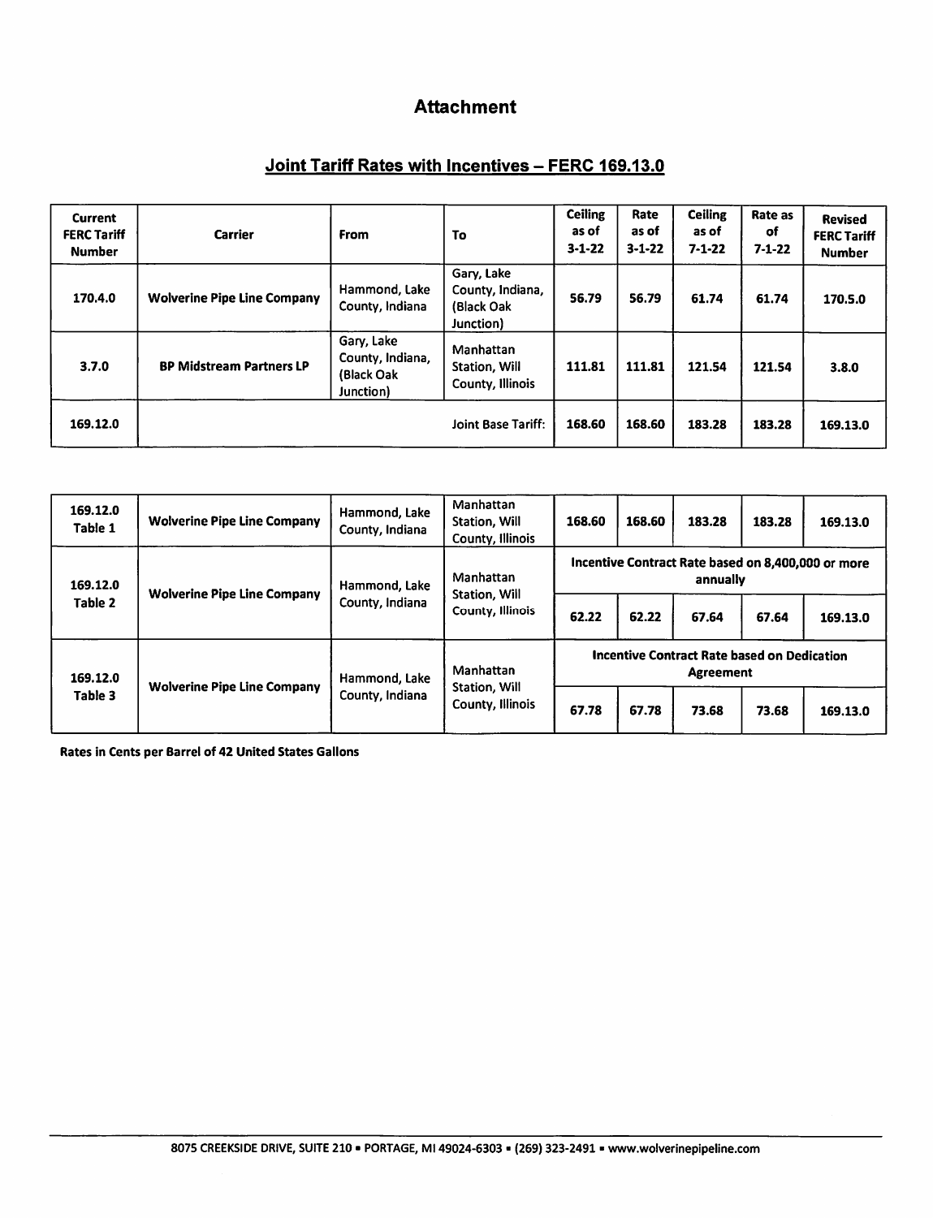# Attachment

## Joint Tariff Rates with Incentives – FERC 169.13.0

| Current FERC Tariff Number | Carrier | From | To | Ceiling as of 3-1-22 | Rate as of 3-1-22 | Ceiling as of 7-1-22 | Rate as of 7-1-22 | Revised FERC Tariff Number |
|---|---|---|---|---|---|---|---|---|
| 170.4.0 | Wolverine Pipe Line Company | Hammond, Lake County, Indiana | Gary, Lake County, Indiana, (Black Oak Junction) | 56.79 | 56.79 | 61.74 | 61.74 | 170.5.0 |
| 3.7.0 | BP Midstream Partners LP | Gary, Lake County, Indiana, (Black Oak Junction) | Manhattan Station, Will County, Illinois | 111.81 | 111.81 | 121.54 | 121.54 | 3.8.0 |
| 169.12.0 | | | Joint Base Tariff: | 168.60 | 168.60 | 183.28 | 183.28 | 169.13.0 |

| Current FERC Tariff Number | Carrier | From | To | Ceiling as of 3-1-22 | Rate as of 3-1-22 | Ceiling as of 7-1-22 | Rate as of 7-1-22 | Revised FERC Tariff Number |
|---|---|---|---|---|---|---|---|---|
| 169.12.0 Table 1 | Wolverine Pipe Line Company | Hammond, Lake County, Indiana | Manhattan Station, Will County, Illinois | 168.60 | 168.60 | 183.28 | 183.28 | 169.13.0 |
| 169.12.0 Table 2 | Wolverine Pipe Line Company | Hammond, Lake County, Indiana | Manhattan Station, Will County, Illinois | Incentive Contract Rate based on 8,400,000 or more annually | | | | |
| | | | | 62.22 | 62.22 | 67.64 | 67.64 | 169.13.0 |
| 169.12.0 Table 3 | Wolverine Pipe Line Company | Hammond, Lake County, Indiana | Manhattan Station, Will County, Illinois | Incentive Contract Rate based on Dedication Agreement | | | | |
| | | | | 67.78 | 67.78 | 73.68 | 73.68 | 169.13.0 |

**Rates in Cents per Barrel of 42 United States Gallons**

8075 CREEKSIDE DRIVE, SUITE 210 ▪ PORTAGE, MI 49024-6303 ▪ (269) 323-2491 ▪ www.wolverinepipeline.com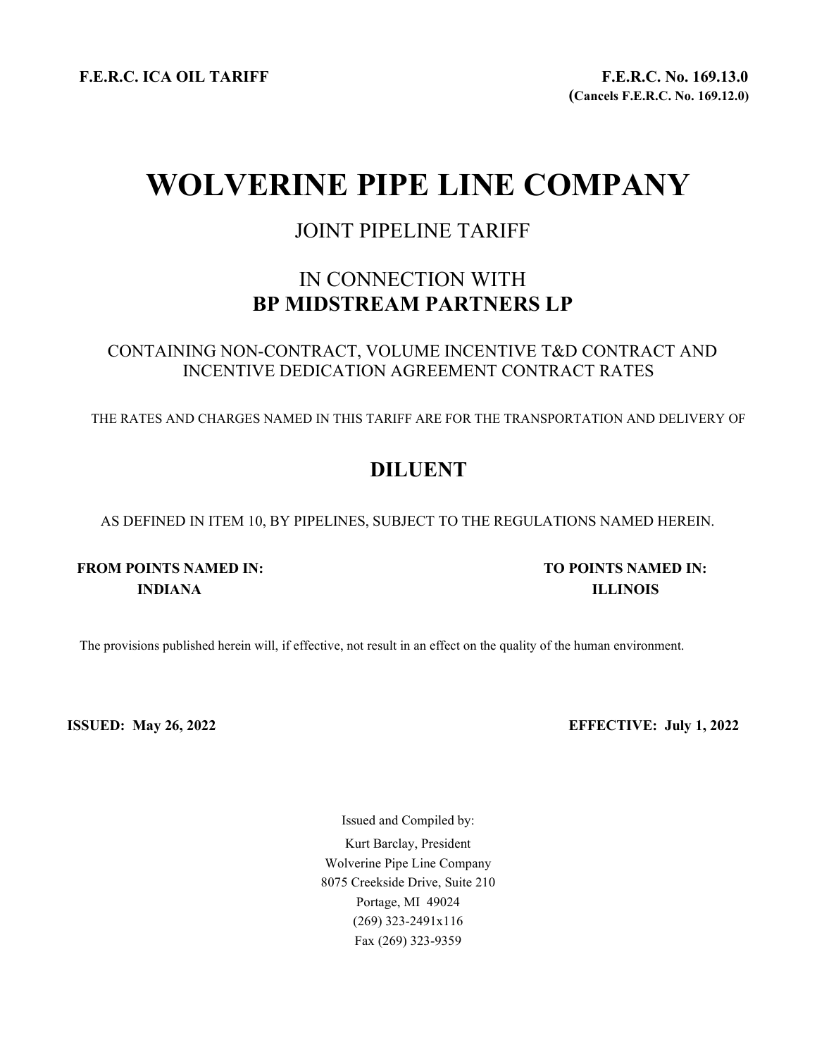**F.E.R.C. ICA OIL TARIFF**

**F.E.R.C. No. 169.13.0**
**(Cancels F.E.R.C. No. 169.12.0)**

# WOLVERINE PIPE LINE COMPANY

## JOINT PIPELINE TARIFF

## IN CONNECTION WITH
## BP MIDSTREAM PARTNERS LP

CONTAINING NON-CONTRACT, VOLUME INCENTIVE T&D CONTRACT AND INCENTIVE DEDICATION AGREEMENT CONTRACT RATES

THE RATES AND CHARGES NAMED IN THIS TARIFF ARE FOR THE TRANSPORTATION AND DELIVERY OF

## DILUENT

AS DEFINED IN ITEM 10, BY PIPELINES, SUBJECT TO THE REGULATIONS NAMED HEREIN.

**FROM POINTS NAMED IN:**
**INDIANA**

**TO POINTS NAMED IN:**
**ILLINOIS**

The provisions published herein will, if effective, not result in an effect on the quality of the human environment.

**ISSUED: May 26, 2022**

**EFFECTIVE: July 1, 2022**

Issued and Compiled by:
Kurt Barclay, President
Wolverine Pipe Line Company
8075 Creekside Drive, Suite 210
Portage, MI 49024
(269) 323-2491x116
Fax (269) 323-9359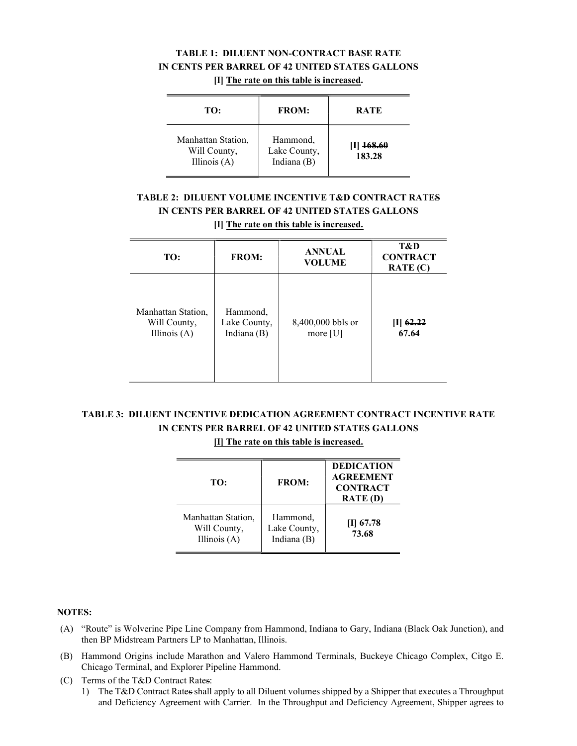**TABLE 1: DILUENT NON-CONTRACT BASE RATE IN CENTS PER BARREL OF 42 UNITED STATES GALLONS**

**[I] The rate on this table is increased.**

| TO: | FROM: | RATE |
|---|---|---|
| Manhattan Station, Will County, Illinois (A) | Hammond, Lake County, Indiana (B) | **[I] ~~168.60~~ 183.28** |

**TABLE 2: DILUENT VOLUME INCENTIVE T&D CONTRACT RATES IN CENTS PER BARREL OF 42 UNITED STATES GALLONS**

**[I] The rate on this table is increased.**

| TO: | FROM: | ANNUAL VOLUME | T&D CONTRACT RATE (C) |
|---|---|---|---|
| Manhattan Station, Will County, Illinois (A) | Hammond, Lake County, Indiana (B) | 8,400,000 bbls or more [U] | **[I] ~~62.22~~ 67.64** |

**TABLE 3: DILUENT INCENTIVE DEDICATION AGREEMENT CONTRACT INCENTIVE RATE IN CENTS PER BARREL OF 42 UNITED STATES GALLONS**

**[I] The rate on this table is increased.**

| TO: | FROM: | DEDICATION AGREEMENT CONTRACT RATE (D) |
|---|---|---|
| Manhattan Station, Will County, Illinois (A) | Hammond, Lake County, Indiana (B) | **[I] ~~67.78~~ 73.68** |

**NOTES:**

(A) "Route" is Wolverine Pipe Line Company from Hammond, Indiana to Gary, Indiana (Black Oak Junction), and then BP Midstream Partners LP to Manhattan, Illinois.

(B) Hammond Origins include Marathon and Valero Hammond Terminals, Buckeye Chicago Complex, Citgo E. Chicago Terminal, and Explorer Pipeline Hammond.

(C) Terms of the T&D Contract Rates:

1) The T&D Contract Rates shall apply to all Diluent volumes shipped by a Shipper that executes a Throughput and Deficiency Agreement with Carrier. In the Throughput and Deficiency Agreement, Shipper agrees to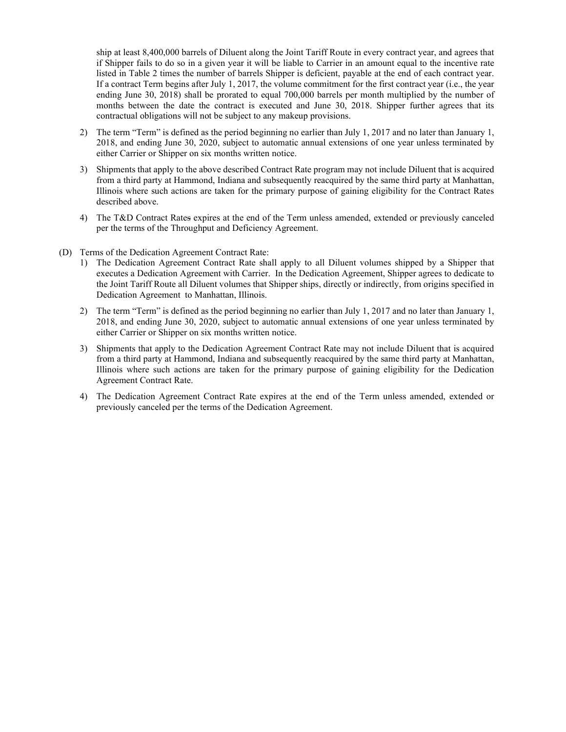ship at least 8,400,000 barrels of Diluent along the Joint Tariff Route in every contract year, and agrees that if Shipper fails to do so in a given year it will be liable to Carrier in an amount equal to the incentive rate listed in Table 2 times the number of barrels Shipper is deficient, payable at the end of each contract year. If a contract Term begins after July 1, 2017, the volume commitment for the first contract year (i.e., the year ending June 30, 2018) shall be prorated to equal 700,000 barrels per month multiplied by the number of months between the date the contract is executed and June 30, 2018. Shipper further agrees that its contractual obligations will not be subject to any makeup provisions.

2) The term "Term" is defined as the period beginning no earlier than July 1, 2017 and no later than January 1, 2018, and ending June 30, 2020, subject to automatic annual extensions of one year unless terminated by either Carrier or Shipper on six months written notice.

3) Shipments that apply to the above described Contract Rate program may not include Diluent that is acquired from a third party at Hammond, Indiana and subsequently reacquired by the same third party at Manhattan, Illinois where such actions are taken for the primary purpose of gaining eligibility for the Contract Rates described above.

4) The T&D Contract Rates expires at the end of the Term unless amended, extended or previously canceled per the terms of the Throughput and Deficiency Agreement.

(D) Terms of the Dedication Agreement Contract Rate:

1) The Dedication Agreement Contract Rate shall apply to all Diluent volumes shipped by a Shipper that executes a Dedication Agreement with Carrier. In the Dedication Agreement, Shipper agrees to dedicate to the Joint Tariff Route all Diluent volumes that Shipper ships, directly or indirectly, from origins specified in Dedication Agreement to Manhattan, Illinois.

2) The term "Term" is defined as the period beginning no earlier than July 1, 2017 and no later than January 1, 2018, and ending June 30, 2020, subject to automatic annual extensions of one year unless terminated by either Carrier or Shipper on six months written notice.

3) Shipments that apply to the Dedication Agreement Contract Rate may not include Diluent that is acquired from a third party at Hammond, Indiana and subsequently reacquired by the same third party at Manhattan, Illinois where such actions are taken for the primary purpose of gaining eligibility for the Dedication Agreement Contract Rate.

4) The Dedication Agreement Contract Rate expires at the end of the Term unless amended, extended or previously canceled per the terms of the Dedication Agreement.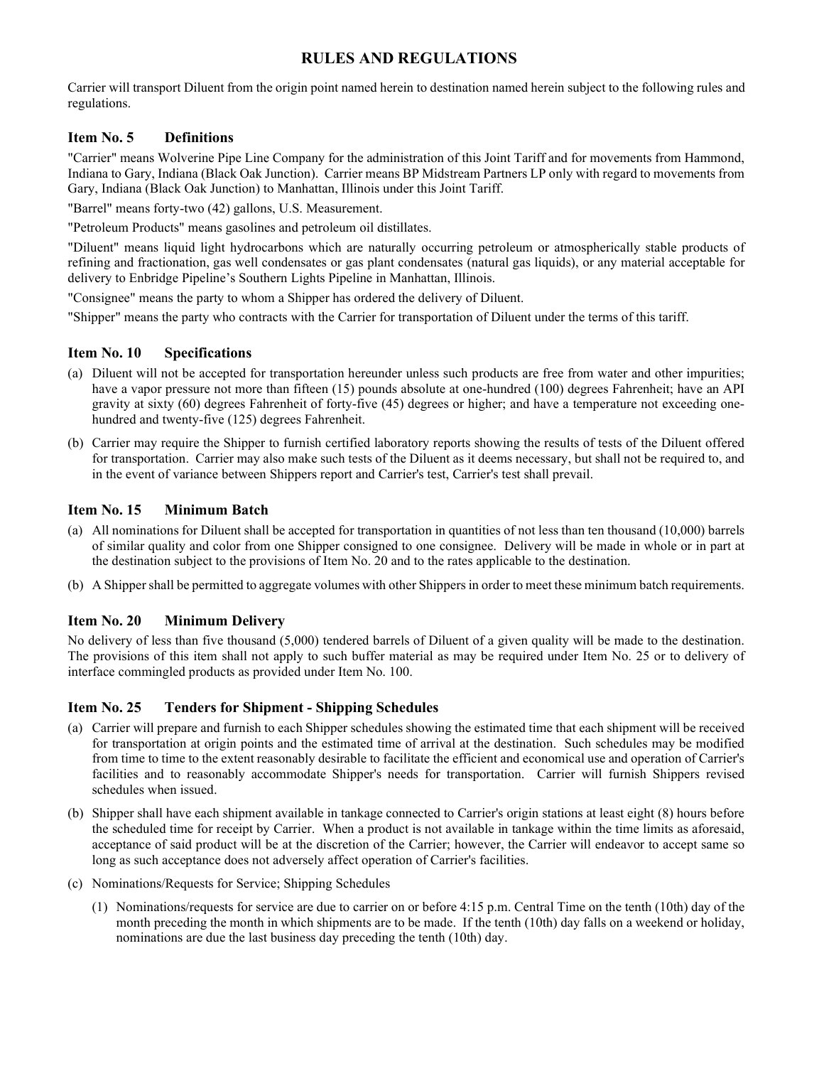# RULES AND REGULATIONS

Carrier will transport Diluent from the origin point named herein to destination named herein subject to the following rules and regulations.

## Item No. 5 Definitions

"Carrier" means Wolverine Pipe Line Company for the administration of this Joint Tariff and for movements from Hammond, Indiana to Gary, Indiana (Black Oak Junction). Carrier means BP Midstream Partners LP only with regard to movements from Gary, Indiana (Black Oak Junction) to Manhattan, Illinois under this Joint Tariff.

"Barrel" means forty-two (42) gallons, U.S. Measurement.

"Petroleum Products" means gasolines and petroleum oil distillates.

"Diluent" means liquid light hydrocarbons which are naturally occurring petroleum or atmospherically stable products of refining and fractionation, gas well condensates or gas plant condensates (natural gas liquids), or any material acceptable for delivery to Enbridge Pipeline's Southern Lights Pipeline in Manhattan, Illinois.

"Consignee" means the party to whom a Shipper has ordered the delivery of Diluent.

"Shipper" means the party who contracts with the Carrier for transportation of Diluent under the terms of this tariff.

## Item No. 10 Specifications

(a) Diluent will not be accepted for transportation hereunder unless such products are free from water and other impurities; have a vapor pressure not more than fifteen (15) pounds absolute at one-hundred (100) degrees Fahrenheit; have an API gravity at sixty (60) degrees Fahrenheit of forty-five (45) degrees or higher; and have a temperature not exceeding one-hundred and twenty-five (125) degrees Fahrenheit.

(b) Carrier may require the Shipper to furnish certified laboratory reports showing the results of tests of the Diluent offered for transportation. Carrier may also make such tests of the Diluent as it deems necessary, but shall not be required to, and in the event of variance between Shippers report and Carrier's test, Carrier's test shall prevail.

## Item No. 15 Minimum Batch

(a) All nominations for Diluent shall be accepted for transportation in quantities of not less than ten thousand (10,000) barrels of similar quality and color from one Shipper consigned to one consignee. Delivery will be made in whole or in part at the destination subject to the provisions of Item No. 20 and to the rates applicable to the destination.

(b) A Shipper shall be permitted to aggregate volumes with other Shippers in order to meet these minimum batch requirements.

## Item No. 20 Minimum Delivery

No delivery of less than five thousand (5,000) tendered barrels of Diluent of a given quality will be made to the destination. The provisions of this item shall not apply to such buffer material as may be required under Item No. 25 or to delivery of interface commingled products as provided under Item No. 100.

## Item No. 25 Tenders for Shipment - Shipping Schedules

(a) Carrier will prepare and furnish to each Shipper schedules showing the estimated time that each shipment will be received for transportation at origin points and the estimated time of arrival at the destination. Such schedules may be modified from time to time to the extent reasonably desirable to facilitate the efficient and economical use and operation of Carrier's facilities and to reasonably accommodate Shipper's needs for transportation. Carrier will furnish Shippers revised schedules when issued.

(b) Shipper shall have each shipment available in tankage connected to Carrier's origin stations at least eight (8) hours before the scheduled time for receipt by Carrier. When a product is not available in tankage within the time limits as aforesaid, acceptance of said product will be at the discretion of the Carrier; however, the Carrier will endeavor to accept same so long as such acceptance does not adversely affect operation of Carrier's facilities.

(c) Nominations/Requests for Service; Shipping Schedules

   (1) Nominations/requests for service are due to carrier on or before 4:15 p.m. Central Time on the tenth (10th) day of the month preceding the month in which shipments are to be made. If the tenth (10th) day falls on a weekend or holiday, nominations are due the last business day preceding the tenth (10th) day.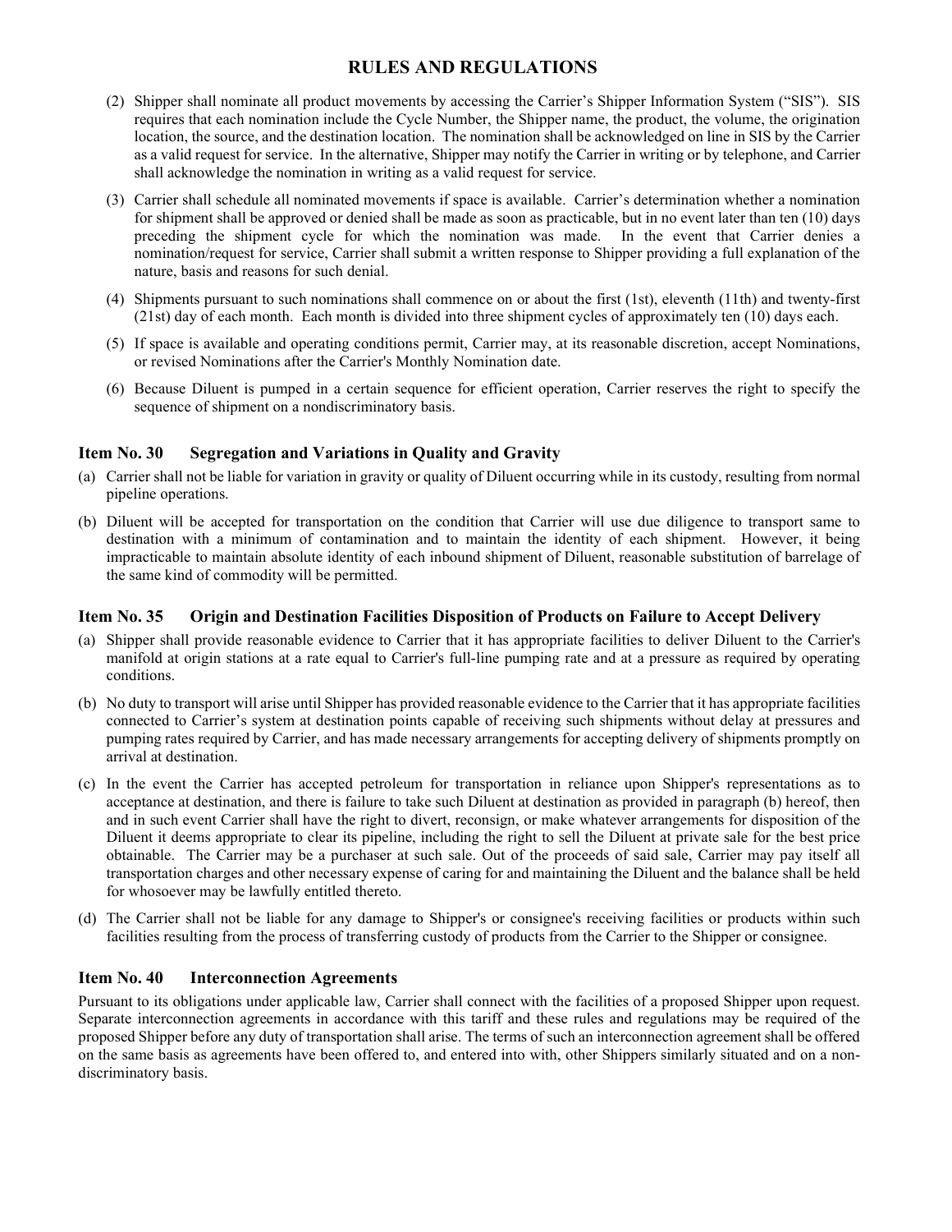# RULES AND REGULATIONS

(2) Shipper shall nominate all product movements by accessing the Carrier's Shipper Information System ("SIS"). SIS requires that each nomination include the Cycle Number, the Shipper name, the product, the volume, the origination location, the source, and the destination location. The nomination shall be acknowledged on line in SIS by the Carrier as a valid request for service. In the alternative, Shipper may notify the Carrier in writing or by telephone, and Carrier shall acknowledge the nomination in writing as a valid request for service.

(3) Carrier shall schedule all nominated movements if space is available. Carrier's determination whether a nomination for shipment shall be approved or denied shall be made as soon as practicable, but in no event later than ten (10) days preceding the shipment cycle for which the nomination was made. In the event that Carrier denies a nomination/request for service, Carrier shall submit a written response to Shipper providing a full explanation of the nature, basis and reasons for such denial.

(4) Shipments pursuant to such nominations shall commence on or about the first (1st), eleventh (11th) and twenty-first (21st) day of each month. Each month is divided into three shipment cycles of approximately ten (10) days each.

(5) If space is available and operating conditions permit, Carrier may, at its reasonable discretion, accept Nominations, or revised Nominations after the Carrier's Monthly Nomination date.

(6) Because Diluent is pumped in a certain sequence for efficient operation, Carrier reserves the right to specify the sequence of shipment on a nondiscriminatory basis.

### Item No. 30 Segregation and Variations in Quality and Gravity

(a) Carrier shall not be liable for variation in gravity or quality of Diluent occurring while in its custody, resulting from normal pipeline operations.

(b) Diluent will be accepted for transportation on the condition that Carrier will use due diligence to transport same to destination with a minimum of contamination and to maintain the identity of each shipment. However, it being impracticable to maintain absolute identity of each inbound shipment of Diluent, reasonable substitution of barrelage of the same kind of commodity will be permitted.

### Item No. 35 Origin and Destination Facilities Disposition of Products on Failure to Accept Delivery

(a) Shipper shall provide reasonable evidence to Carrier that it has appropriate facilities to deliver Diluent to the Carrier's manifold at origin stations at a rate equal to Carrier's full-line pumping rate and at a pressure as required by operating conditions.

(b) No duty to transport will arise until Shipper has provided reasonable evidence to the Carrier that it has appropriate facilities connected to Carrier's system at destination points capable of receiving such shipments without delay at pressures and pumping rates required by Carrier, and has made necessary arrangements for accepting delivery of shipments promptly on arrival at destination.

(c) In the event the Carrier has accepted petroleum for transportation in reliance upon Shipper's representations as to acceptance at destination, and there is failure to take such Diluent at destination as provided in paragraph (b) hereof, then and in such event Carrier shall have the right to divert, reconsign, or make whatever arrangements for disposition of the Diluent it deems appropriate to clear its pipeline, including the right to sell the Diluent at private sale for the best price obtainable. The Carrier may be a purchaser at such sale. Out of the proceeds of said sale, Carrier may pay itself all transportation charges and other necessary expense of caring for and maintaining the Diluent and the balance shall be held for whosoever may be lawfully entitled thereto.

(d) The Carrier shall not be liable for any damage to Shipper's or consignee's receiving facilities or products within such facilities resulting from the process of transferring custody of products from the Carrier to the Shipper or consignee.

### Item No. 40 Interconnection Agreements

Pursuant to its obligations under applicable law, Carrier shall connect with the facilities of a proposed Shipper upon request. Separate interconnection agreements in accordance with this tariff and these rules and regulations may be required of the proposed Shipper before any duty of transportation shall arise. The terms of such an interconnection agreement shall be offered on the same basis as agreements have been offered to, and entered into with, other Shippers similarly situated and on a non-discriminatory basis.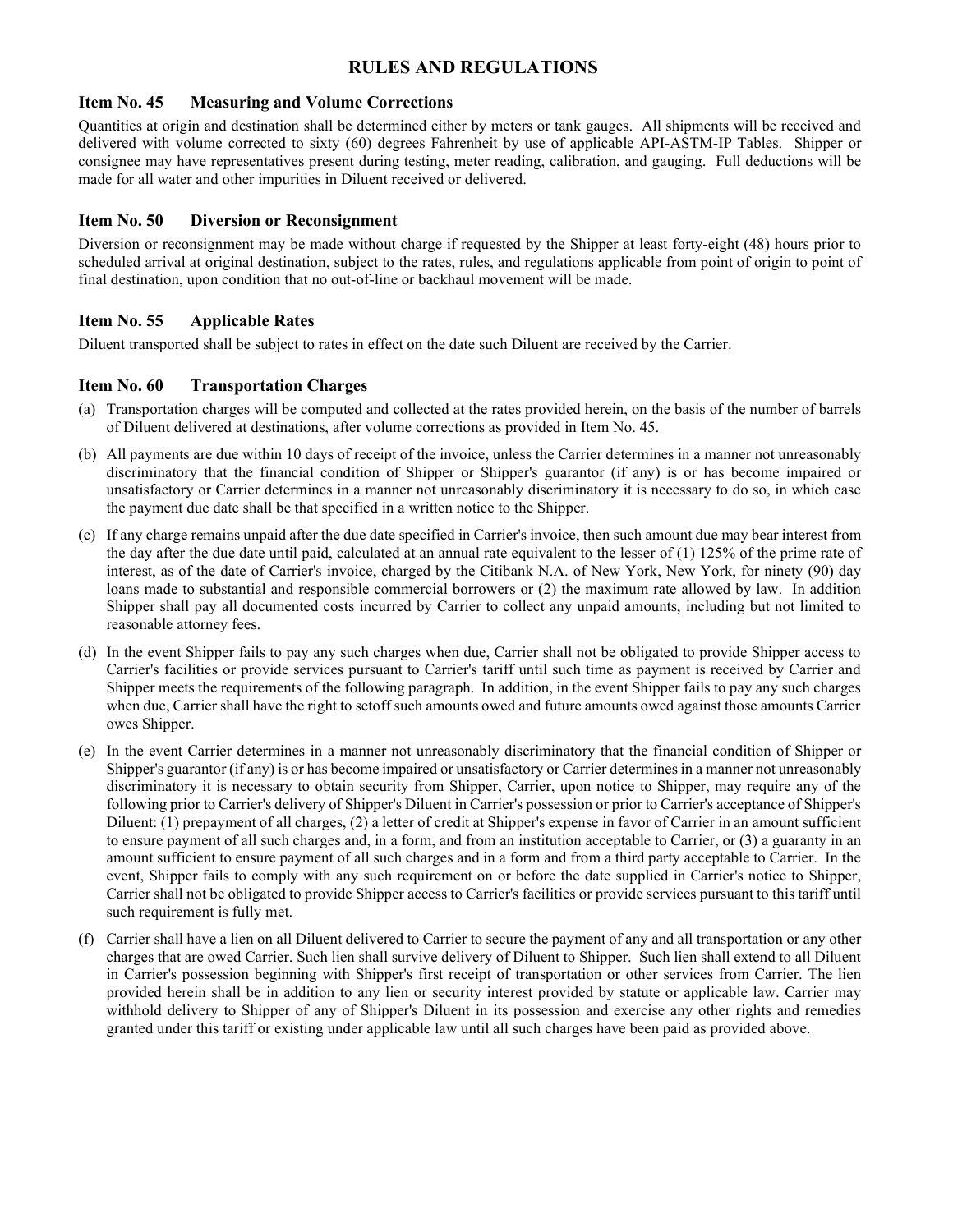# RULES AND REGULATIONS

## Item No. 45 Measuring and Volume Corrections

Quantities at origin and destination shall be determined either by meters or tank gauges. All shipments will be received and delivered with volume corrected to sixty (60) degrees Fahrenheit by use of applicable API-ASTM-IP Tables. Shipper or consignee may have representatives present during testing, meter reading, calibration, and gauging. Full deductions will be made for all water and other impurities in Diluent received or delivered.

## Item No. 50 Diversion or Reconsignment

Diversion or reconsignment may be made without charge if requested by the Shipper at least forty-eight (48) hours prior to scheduled arrival at original destination, subject to the rates, rules, and regulations applicable from point of origin to point of final destination, upon condition that no out-of-line or backhaul movement will be made.

## Item No. 55 Applicable Rates

Diluent transported shall be subject to rates in effect on the date such Diluent are received by the Carrier.

## Item No. 60 Transportation Charges

(a) Transportation charges will be computed and collected at the rates provided herein, on the basis of the number of barrels of Diluent delivered at destinations, after volume corrections as provided in Item No. 45.

(b) All payments are due within 10 days of receipt of the invoice, unless the Carrier determines in a manner not unreasonably discriminatory that the financial condition of Shipper or Shipper's guarantor (if any) is or has become impaired or unsatisfactory or Carrier determines in a manner not unreasonably discriminatory it is necessary to do so, in which case the payment due date shall be that specified in a written notice to the Shipper.

(c) If any charge remains unpaid after the due date specified in Carrier's invoice, then such amount due may bear interest from the day after the due date until paid, calculated at an annual rate equivalent to the lesser of (1) 125% of the prime rate of interest, as of the date of Carrier's invoice, charged by the Citibank N.A. of New York, New York, for ninety (90) day loans made to substantial and responsible commercial borrowers or (2) the maximum rate allowed by law. In addition Shipper shall pay all documented costs incurred by Carrier to collect any unpaid amounts, including but not limited to reasonable attorney fees.

(d) In the event Shipper fails to pay any such charges when due, Carrier shall not be obligated to provide Shipper access to Carrier's facilities or provide services pursuant to Carrier's tariff until such time as payment is received by Carrier and Shipper meets the requirements of the following paragraph. In addition, in the event Shipper fails to pay any such charges when due, Carrier shall have the right to setoff such amounts owed and future amounts owed against those amounts Carrier owes Shipper.

(e) In the event Carrier determines in a manner not unreasonably discriminatory that the financial condition of Shipper or Shipper's guarantor (if any) is or has become impaired or unsatisfactory or Carrier determines in a manner not unreasonably discriminatory it is necessary to obtain security from Shipper, Carrier, upon notice to Shipper, may require any of the following prior to Carrier's delivery of Shipper's Diluent in Carrier's possession or prior to Carrier's acceptance of Shipper's Diluent: (1) prepayment of all charges, (2) a letter of credit at Shipper's expense in favor of Carrier in an amount sufficient to ensure payment of all such charges and, in a form, and from an institution acceptable to Carrier, or (3) a guaranty in an amount sufficient to ensure payment of all such charges and in a form and from a third party acceptable to Carrier. In the event, Shipper fails to comply with any such requirement on or before the date supplied in Carrier's notice to Shipper, Carrier shall not be obligated to provide Shipper access to Carrier's facilities or provide services pursuant to this tariff until such requirement is fully met.

(f) Carrier shall have a lien on all Diluent delivered to Carrier to secure the payment of any and all transportation or any other charges that are owed Carrier. Such lien shall survive delivery of Diluent to Shipper. Such lien shall extend to all Diluent in Carrier's possession beginning with Shipper's first receipt of transportation or other services from Carrier. The lien provided herein shall be in addition to any lien or security interest provided by statute or applicable law. Carrier may withhold delivery to Shipper of any of Shipper's Diluent in its possession and exercise any other rights and remedies granted under this tariff or existing under applicable law until all such charges have been paid as provided above.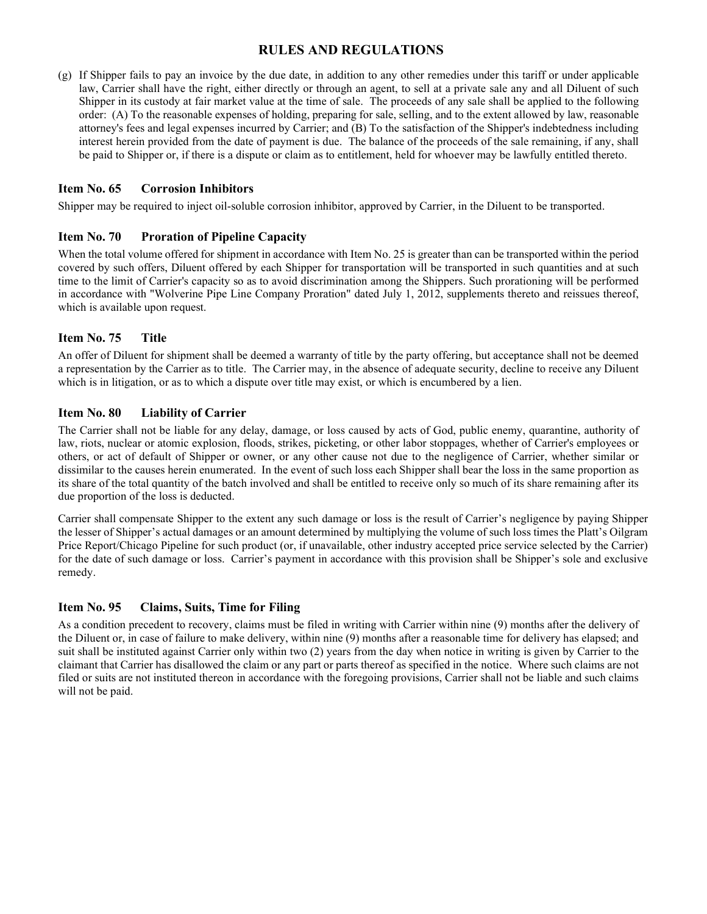# RULES AND REGULATIONS

(g) If Shipper fails to pay an invoice by the due date, in addition to any other remedies under this tariff or under applicable law, Carrier shall have the right, either directly or through an agent, to sell at a private sale any and all Diluent of such Shipper in its custody at fair market value at the time of sale. The proceeds of any sale shall be applied to the following order: (A) To the reasonable expenses of holding, preparing for sale, selling, and to the extent allowed by law, reasonable attorney's fees and legal expenses incurred by Carrier; and (B) To the satisfaction of the Shipper's indebtedness including interest herein provided from the date of payment is due. The balance of the proceeds of the sale remaining, if any, shall be paid to Shipper or, if there is a dispute or claim as to entitlement, held for whoever may be lawfully entitled thereto.

## Item No. 65 Corrosion Inhibitors

Shipper may be required to inject oil-soluble corrosion inhibitor, approved by Carrier, in the Diluent to be transported.

## Item No. 70 Proration of Pipeline Capacity

When the total volume offered for shipment in accordance with Item No. 25 is greater than can be transported within the period covered by such offers, Diluent offered by each Shipper for transportation will be transported in such quantities and at such time to the limit of Carrier's capacity so as to avoid discrimination among the Shippers. Such prorationing will be performed in accordance with "Wolverine Pipe Line Company Proration" dated July 1, 2012, supplements thereto and reissues thereof, which is available upon request.

## Item No. 75 Title

An offer of Diluent for shipment shall be deemed a warranty of title by the party offering, but acceptance shall not be deemed a representation by the Carrier as to title. The Carrier may, in the absence of adequate security, decline to receive any Diluent which is in litigation, or as to which a dispute over title may exist, or which is encumbered by a lien.

## Item No. 80 Liability of Carrier

The Carrier shall not be liable for any delay, damage, or loss caused by acts of God, public enemy, quarantine, authority of law, riots, nuclear or atomic explosion, floods, strikes, picketing, or other labor stoppages, whether of Carrier's employees or others, or act of default of Shipper or owner, or any other cause not due to the negligence of Carrier, whether similar or dissimilar to the causes herein enumerated. In the event of such loss each Shipper shall bear the loss in the same proportion as its share of the total quantity of the batch involved and shall be entitled to receive only so much of its share remaining after its due proportion of the loss is deducted.

Carrier shall compensate Shipper to the extent any such damage or loss is the result of Carrier's negligence by paying Shipper the lesser of Shipper's actual damages or an amount determined by multiplying the volume of such loss times the Platt's Oilgram Price Report/Chicago Pipeline for such product (or, if unavailable, other industry accepted price service selected by the Carrier) for the date of such damage or loss. Carrier's payment in accordance with this provision shall be Shipper's sole and exclusive remedy.

## Item No. 95 Claims, Suits, Time for Filing

As a condition precedent to recovery, claims must be filed in writing with Carrier within nine (9) months after the delivery of the Diluent or, in case of failure to make delivery, within nine (9) months after a reasonable time for delivery has elapsed; and suit shall be instituted against Carrier only within two (2) years from the day when notice in writing is given by Carrier to the claimant that Carrier has disallowed the claim or any part or parts thereof as specified in the notice. Where such claims are not filed or suits are not instituted thereon in accordance with the foregoing provisions, Carrier shall not be liable and such claims will not be paid.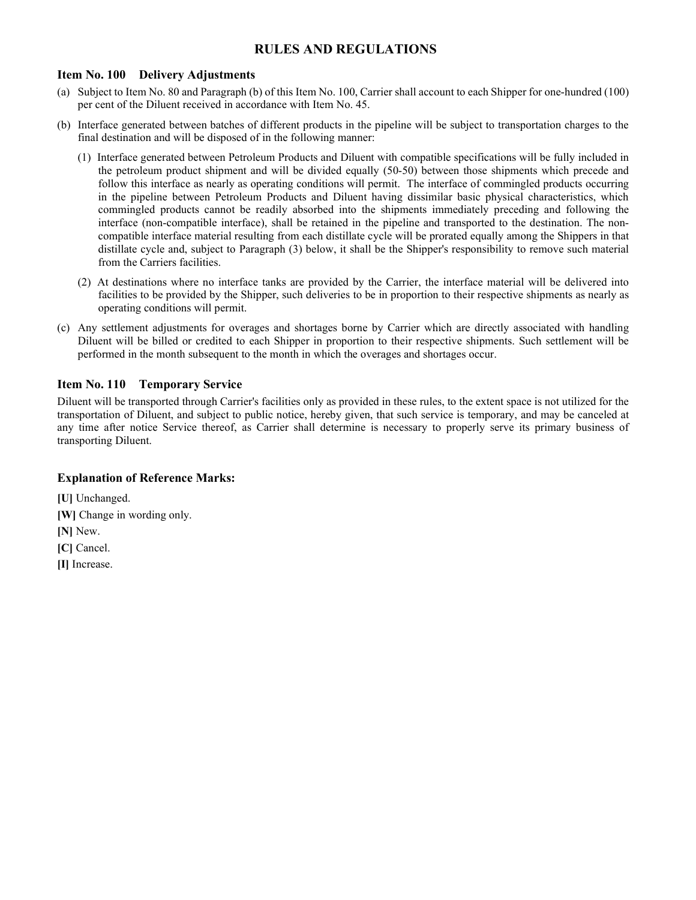# RULES AND REGULATIONS

## Item No. 100 Delivery Adjustments

(a) Subject to Item No. 80 and Paragraph (b) of this Item No. 100, Carrier shall account to each Shipper for one-hundred (100) per cent of the Diluent received in accordance with Item No. 45.

(b) Interface generated between batches of different products in the pipeline will be subject to transportation charges to the final destination and will be disposed of in the following manner:

(1) Interface generated between Petroleum Products and Diluent with compatible specifications will be fully included in the petroleum product shipment and will be divided equally (50-50) between those shipments which precede and follow this interface as nearly as operating conditions will permit. The interface of commingled products occurring in the pipeline between Petroleum Products and Diluent having dissimilar basic physical characteristics, which commingled products cannot be readily absorbed into the shipments immediately preceding and following the interface (non-compatible interface), shall be retained in the pipeline and transported to the destination. The non-compatible interface material resulting from each distillate cycle will be prorated equally among the Shippers in that distillate cycle and, subject to Paragraph (3) below, it shall be the Shipper's responsibility to remove such material from the Carriers facilities.

(2) At destinations where no interface tanks are provided by the Carrier, the interface material will be delivered into facilities to be provided by the Shipper, such deliveries to be in proportion to their respective shipments as nearly as operating conditions will permit.

(c) Any settlement adjustments for overages and shortages borne by Carrier which are directly associated with handling Diluent will be billed or credited to each Shipper in proportion to their respective shipments. Such settlement will be performed in the month subsequent to the month in which the overages and shortages occur.

## Item No. 110 Temporary Service

Diluent will be transported through Carrier's facilities only as provided in these rules, to the extent space is not utilized for the transportation of Diluent, and subject to public notice, hereby given, that such service is temporary, and may be canceled at any time after notice Service thereof, as Carrier shall determine is necessary to properly serve its primary business of transporting Diluent.

## Explanation of Reference Marks:

**[U]** Unchanged.

**[W]** Change in wording only.

**[N]** New.

**[C]** Cancel.

**[I]** Increase.